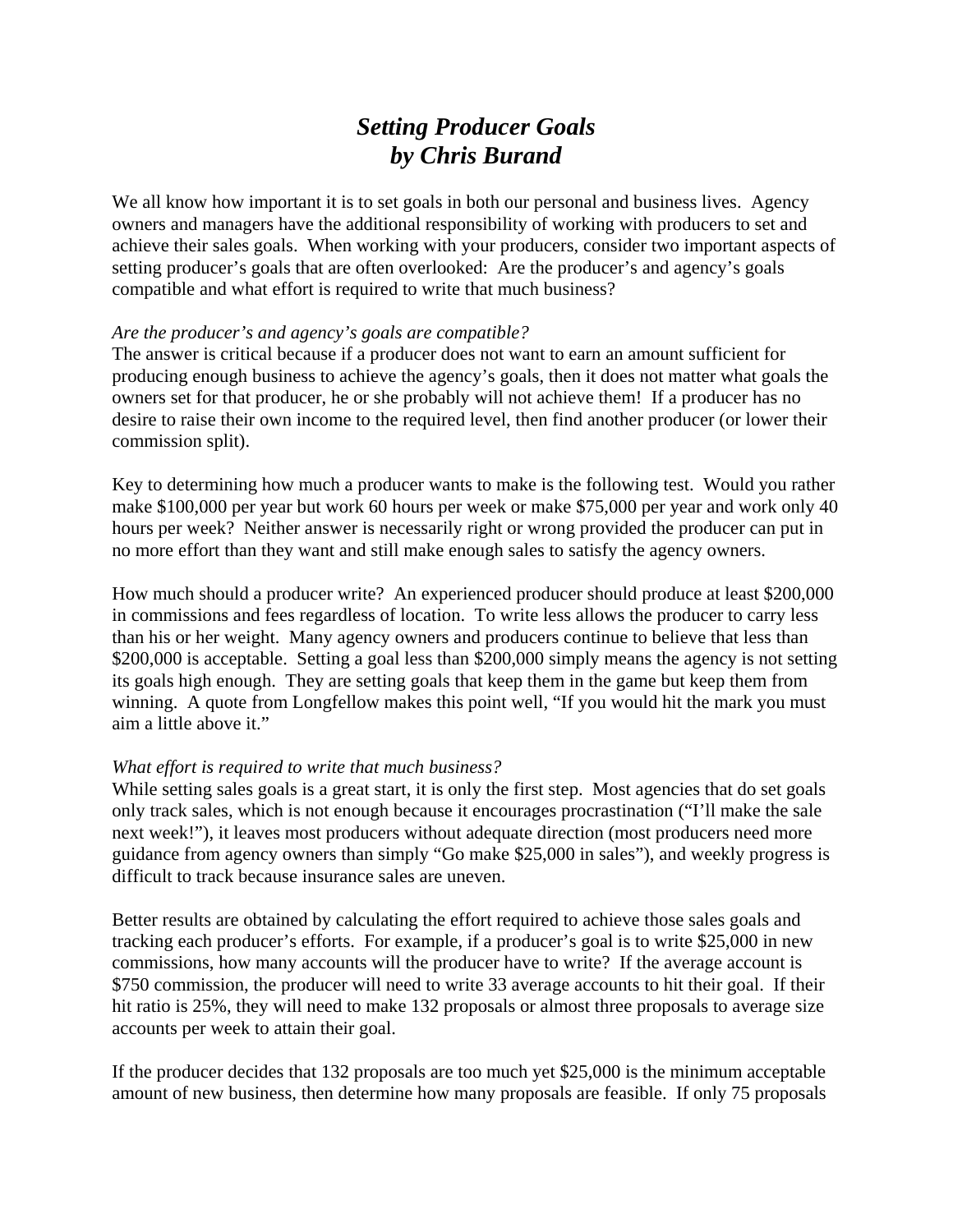# *Setting Producer Goals*
# *by Chris Burand*

We all know how important it is to set goals in both our personal and business lives. Agency owners and managers have the additional responsibility of working with producers to set and achieve their sales goals. When working with your producers, consider two important aspects of setting producer's goals that are often overlooked: Are the producer's and agency's goals compatible and what effort is required to write that much business?

*Are the producer's and agency's goals are compatible?*
The answer is critical because if a producer does not want to earn an amount sufficient for producing enough business to achieve the agency's goals, then it does not matter what goals the owners set for that producer, he or she probably will not achieve them! If a producer has no desire to raise their own income to the required level, then find another producer (or lower their commission split).

Key to determining how much a producer wants to make is the following test. Would you rather make $100,000 per year but work 60 hours per week or make $75,000 per year and work only 40 hours per week? Neither answer is necessarily right or wrong provided the producer can put in no more effort than they want and still make enough sales to satisfy the agency owners.

How much should a producer write? An experienced producer should produce at least $200,000 in commissions and fees regardless of location. To write less allows the producer to carry less than his or her weight. Many agency owners and producers continue to believe that less than $200,000 is acceptable. Setting a goal less than $200,000 simply means the agency is not setting its goals high enough. They are setting goals that keep them in the game but keep them from winning. A quote from Longfellow makes this point well, "If you would hit the mark you must aim a little above it."

*What effort is required to write that much business?*
While setting sales goals is a great start, it is only the first step. Most agencies that do set goals only track sales, which is not enough because it encourages procrastination ("I'll make the sale next week!"), it leaves most producers without adequate direction (most producers need more guidance from agency owners than simply "Go make $25,000 in sales"), and weekly progress is difficult to track because insurance sales are uneven.

Better results are obtained by calculating the effort required to achieve those sales goals and tracking each producer's efforts. For example, if a producer's goal is to write $25,000 in new commissions, how many accounts will the producer have to write? If the average account is $750 commission, the producer will need to write 33 average accounts to hit their goal. If their hit ratio is 25%, they will need to make 132 proposals or almost three proposals to average size accounts per week to attain their goal.

If the producer decides that 132 proposals are too much yet $25,000 is the minimum acceptable amount of new business, then determine how many proposals are feasible. If only 75 proposals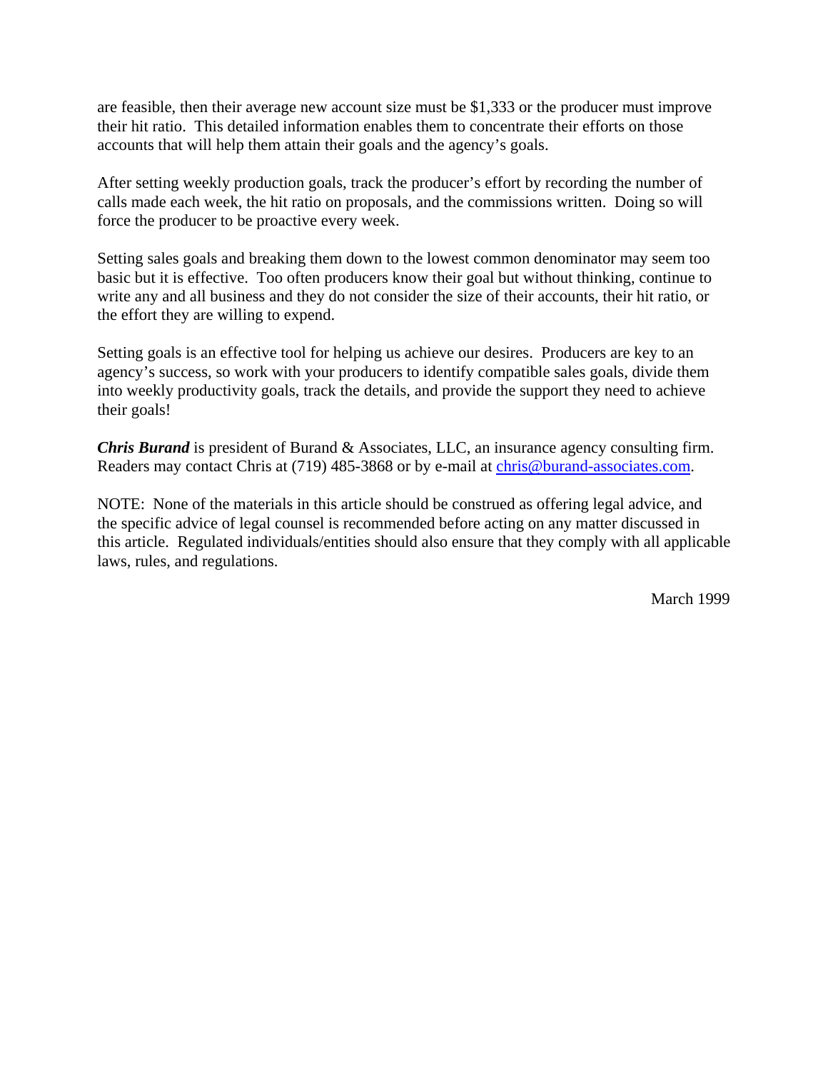are feasible, then their average new account size must be $1,333 or the producer must improve their hit ratio. This detailed information enables them to concentrate their efforts on those accounts that will help them attain their goals and the agency's goals.

After setting weekly production goals, track the producer's effort by recording the number of calls made each week, the hit ratio on proposals, and the commissions written. Doing so will force the producer to be proactive every week.

Setting sales goals and breaking them down to the lowest common denominator may seem too basic but it is effective. Too often producers know their goal but without thinking, continue to write any and all business and they do not consider the size of their accounts, their hit ratio, or the effort they are willing to expend.

Setting goals is an effective tool for helping us achieve our desires. Producers are key to an agency's success, so work with your producers to identify compatible sales goals, divide them into weekly productivity goals, track the details, and provide the support they need to achieve their goals!

***Chris Burand*** is president of Burand & Associates, LLC, an insurance agency consulting firm. Readers may contact Chris at (719) 485-3868 or by e-mail at chris@burand-associates.com.

NOTE: None of the materials in this article should be construed as offering legal advice, and the specific advice of legal counsel is recommended before acting on any matter discussed in this article. Regulated individuals/entities should also ensure that they comply with all applicable laws, rules, and regulations.

March 1999